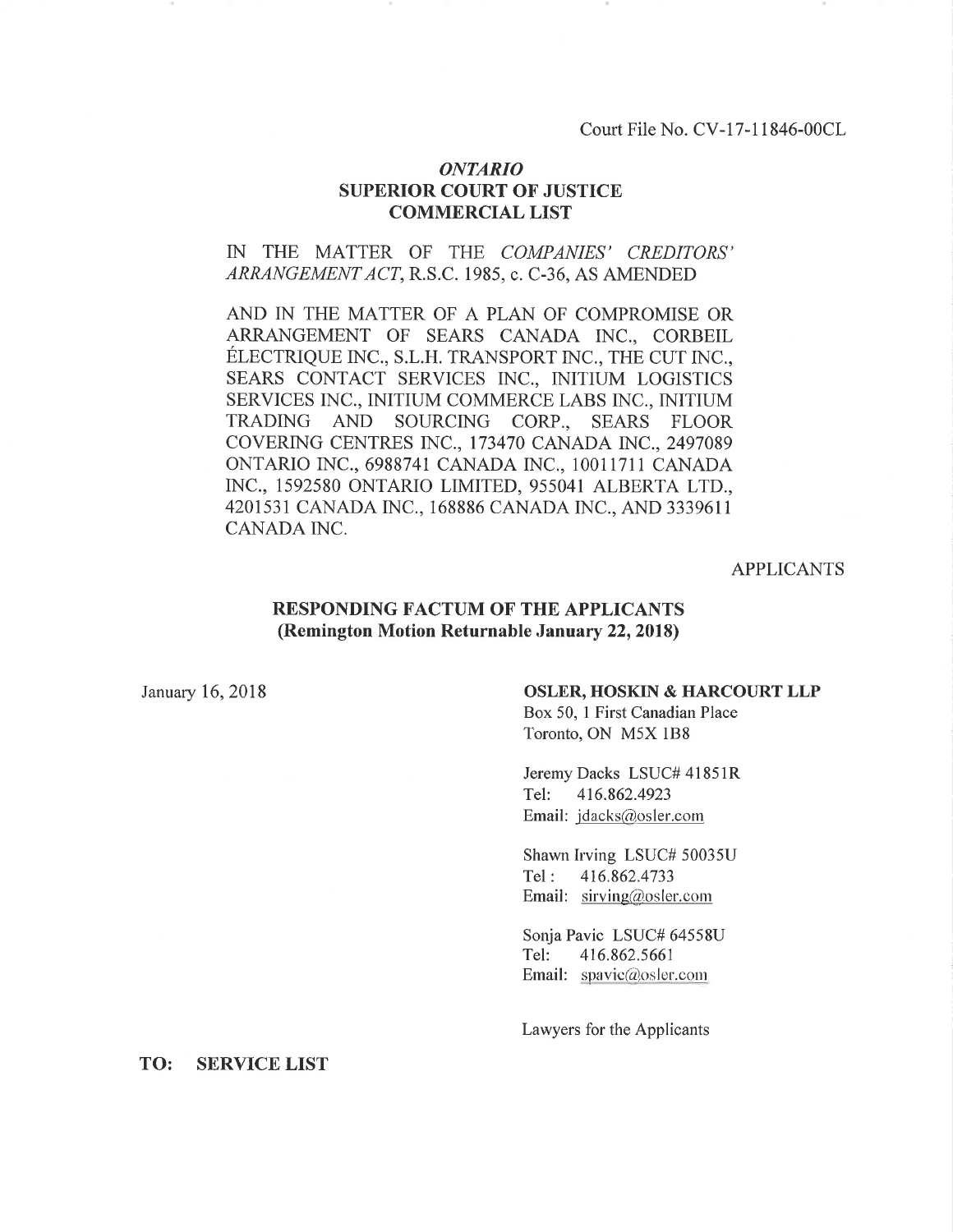Court File No. CV-17-11846-00CL

*ONTARIO*
**SUPERIOR COURT OF JUSTICE**
**COMMERCIAL LIST**

IN THE MATTER OF THE *COMPANIES' CREDITORS' ARRANGEMENT ACT*, R.S.C. 1985, c. C-36, AS AMENDED

AND IN THE MATTER OF A PLAN OF COMPROMISE OR ARRANGEMENT OF SEARS CANADA INC., CORBEIL ÉLECTRIQUE INC., S.L.H. TRANSPORT INC., THE CUT INC., SEARS CONTACT SERVICES INC., INITIUM LOGISTICS SERVICES INC., INITIUM COMMERCE LABS INC., INITIUM TRADING AND SOURCING CORP., SEARS FLOOR COVERING CENTRES INC., 173470 CANADA INC., 2497089 ONTARIO INC., 6988741 CANADA INC., 10011711 CANADA INC., 1592580 ONTARIO LIMITED, 955041 ALBERTA LTD., 4201531 CANADA INC., 168886 CANADA INC., AND 3339611 CANADA INC.

APPLICANTS

**RESPONDING FACTUM OF THE APPLICANTS**
**(Remington Motion Returnable January 22, 2018)**

January 16, 2018

**OSLER, HOSKIN & HARCOURT LLP**
Box 50, 1 First Canadian Place
Toronto, ON M5X 1B8

Jeremy Dacks LSUC# 41851R
Tel: 416.862.4923
Email: jdacks@osler.com

Shawn Irving LSUC# 50035U
Tel : 416.862.4733
Email: sirving@osler.com

Sonja Pavic LSUC# 64558U
Tel: 416.862.5661
Email: spavic@osler.com

Lawyers for the Applicants

**TO: SERVICE LIST**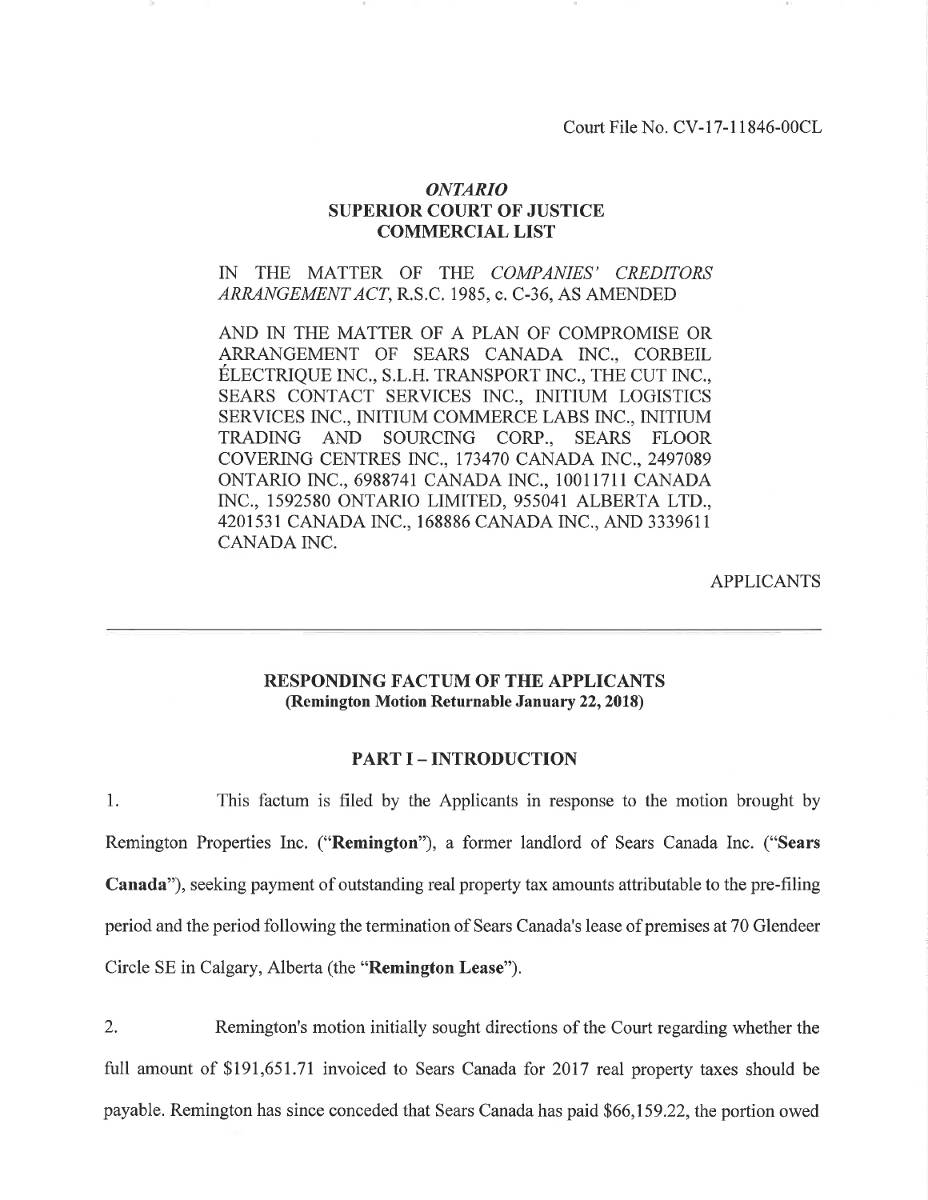Court File No. CV-17-11846-00CL

***ONTARIO***
**SUPERIOR COURT OF JUSTICE**
**COMMERCIAL LIST**

IN THE MATTER OF THE *COMPANIES' CREDITORS ARRANGEMENT ACT*, R.S.C. 1985, c. C-36, AS AMENDED

AND IN THE MATTER OF A PLAN OF COMPROMISE OR ARRANGEMENT OF SEARS CANADA INC., CORBEIL ÉLECTRIQUE INC., S.L.H. TRANSPORT INC., THE CUT INC., SEARS CONTACT SERVICES INC., INITIUM LOGISTICS SERVICES INC., INITIUM COMMERCE LABS INC., INITIUM TRADING AND SOURCING CORP., SEARS FLOOR COVERING CENTRES INC., 173470 CANADA INC., 2497089 ONTARIO INC., 6988741 CANADA INC., 10011711 CANADA INC., 1592580 ONTARIO LIMITED, 955041 ALBERTA LTD., 4201531 CANADA INC., 168886 CANADA INC., AND 3339611 CANADA INC.

APPLICANTS

---

## RESPONDING FACTUM OF THE APPLICANTS
### (Remington Motion Returnable January 22, 2018)

## PART I – INTRODUCTION

1. This factum is filed by the Applicants in response to the motion brought by Remington Properties Inc. ("**Remington**"), a former landlord of Sears Canada Inc. ("**Sears Canada**"), seeking payment of outstanding real property tax amounts attributable to the pre-filing period and the period following the termination of Sears Canada's lease of premises at 70 Glendeer Circle SE in Calgary, Alberta (the "**Remington Lease**").

2. Remington's motion initially sought directions of the Court regarding whether the full amount of $191,651.71 invoiced to Sears Canada for 2017 real property taxes should be payable. Remington has since conceded that Sears Canada has paid $66,159.22, the portion owed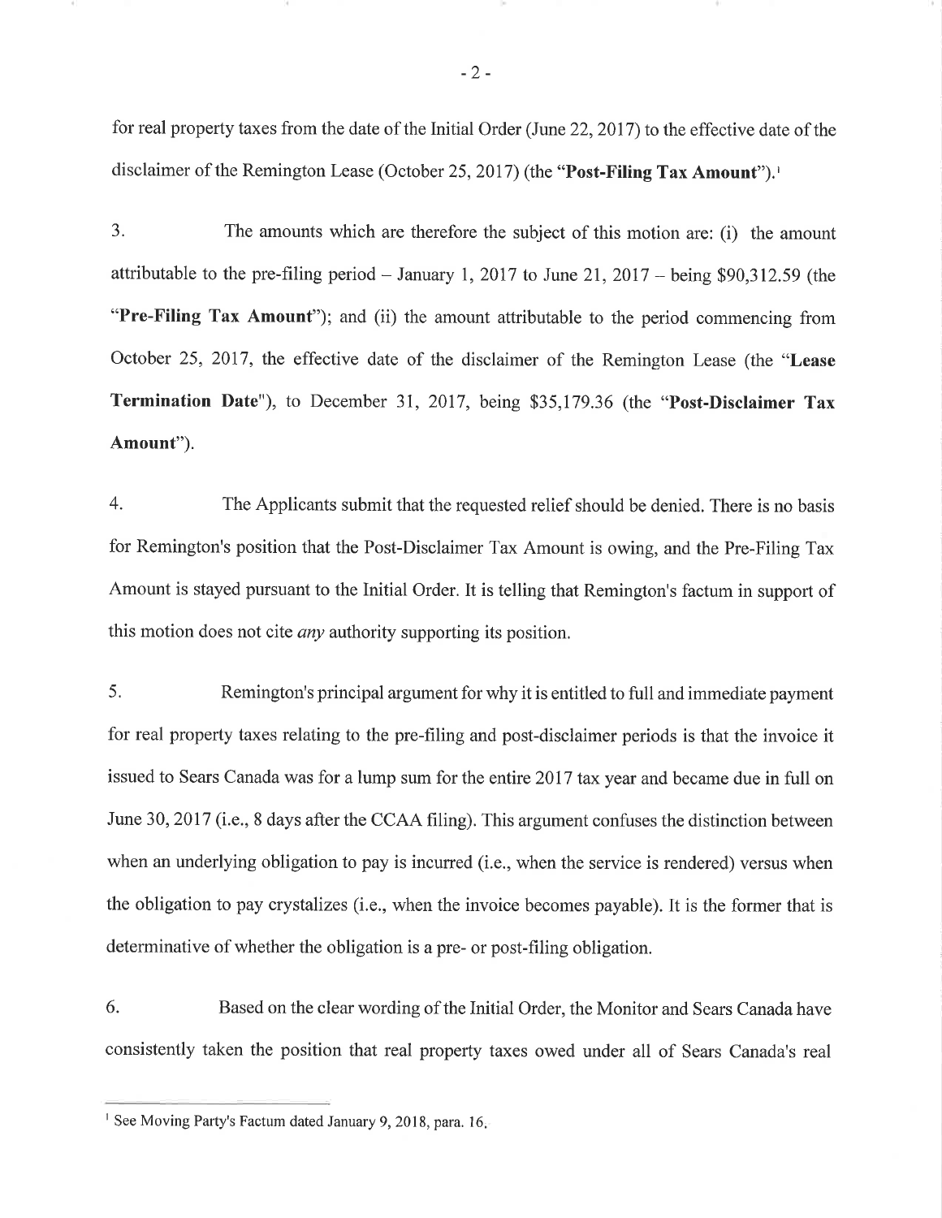for real property taxes from the date of the Initial Order (June 22, 2017) to the effective date of the disclaimer of the Remington Lease (October 25, 2017) (the "**Post-Filing Tax Amount**").[1]

3. The amounts which are therefore the subject of this motion are: (i) the amount attributable to the pre-filing period – January 1, 2017 to June 21, 2017 – being $90,312.59 (the "**Pre-Filing Tax Amount**"); and (ii) the amount attributable to the period commencing from October 25, 2017, the effective date of the disclaimer of the Remington Lease (the "**Lease Termination Date**"), to December 31, 2017, being $35,179.36 (the "**Post-Disclaimer Tax Amount**").

4. The Applicants submit that the requested relief should be denied. There is no basis for Remington's position that the Post-Disclaimer Tax Amount is owing, and the Pre-Filing Tax Amount is stayed pursuant to the Initial Order. It is telling that Remington's factum in support of this motion does not cite *any* authority supporting its position.

5. Remington's principal argument for why it is entitled to full and immediate payment for real property taxes relating to the pre-filing and post-disclaimer periods is that the invoice it issued to Sears Canada was for a lump sum for the entire 2017 tax year and became due in full on June 30, 2017 (i.e., 8 days after the CCAA filing). This argument confuses the distinction between when an underlying obligation to pay is incurred (i.e., when the service is rendered) versus when the obligation to pay crystalizes (i.e., when the invoice becomes payable). It is the former that is determinative of whether the obligation is a pre- or post-filing obligation.

6. Based on the clear wording of the Initial Order, the Monitor and Sears Canada have consistently taken the position that real property taxes owed under all of Sears Canada's real

[1] See Moving Party's Factum dated January 9, 2018, para. 16.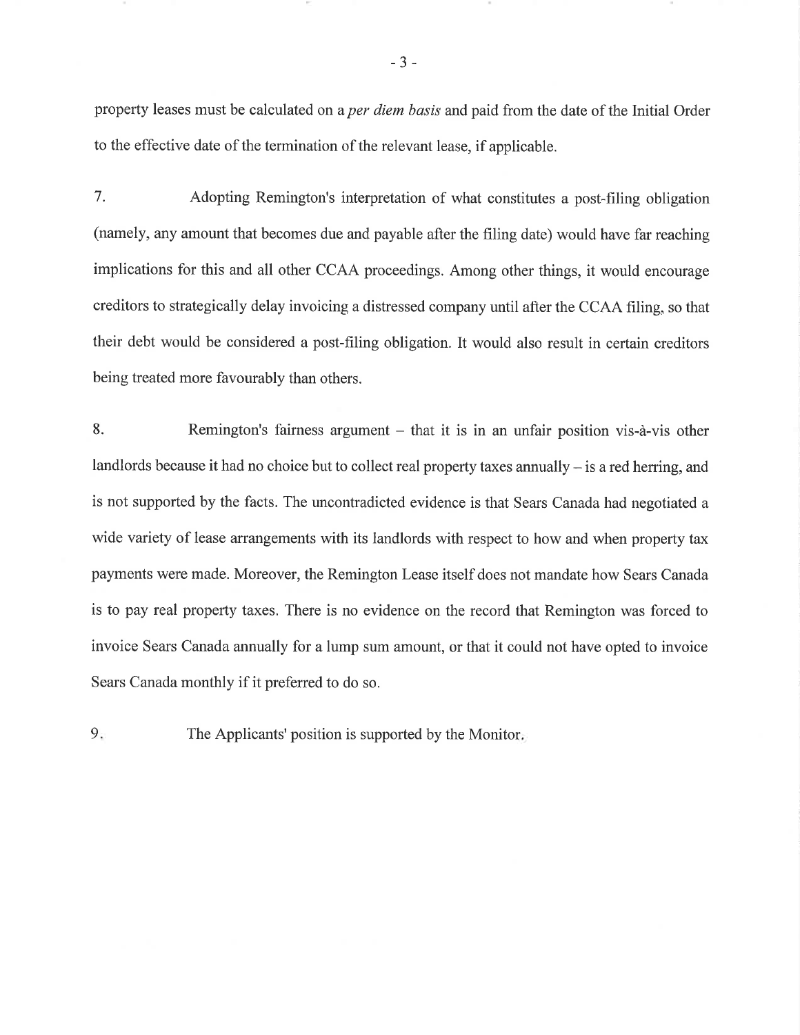property leases must be calculated on a *per diem basis* and paid from the date of the Initial Order to the effective date of the termination of the relevant lease, if applicable.

7. Adopting Remington's interpretation of what constitutes a post-filing obligation (namely, any amount that becomes due and payable after the filing date) would have far reaching implications for this and all other CCAA proceedings. Among other things, it would encourage creditors to strategically delay invoicing a distressed company until after the CCAA filing, so that their debt would be considered a post-filing obligation. It would also result in certain creditors being treated more favourably than others.

8. Remington's fairness argument – that it is in an unfair position vis-à-vis other landlords because it had no choice but to collect real property taxes annually – is a red herring, and is not supported by the facts. The uncontradicted evidence is that Sears Canada had negotiated a wide variety of lease arrangements with its landlords with respect to how and when property tax payments were made. Moreover, the Remington Lease itself does not mandate how Sears Canada is to pay real property taxes. There is no evidence on the record that Remington was forced to invoice Sears Canada annually for a lump sum amount, or that it could not have opted to invoice Sears Canada monthly if it preferred to do so.

9. The Applicants' position is supported by the Monitor.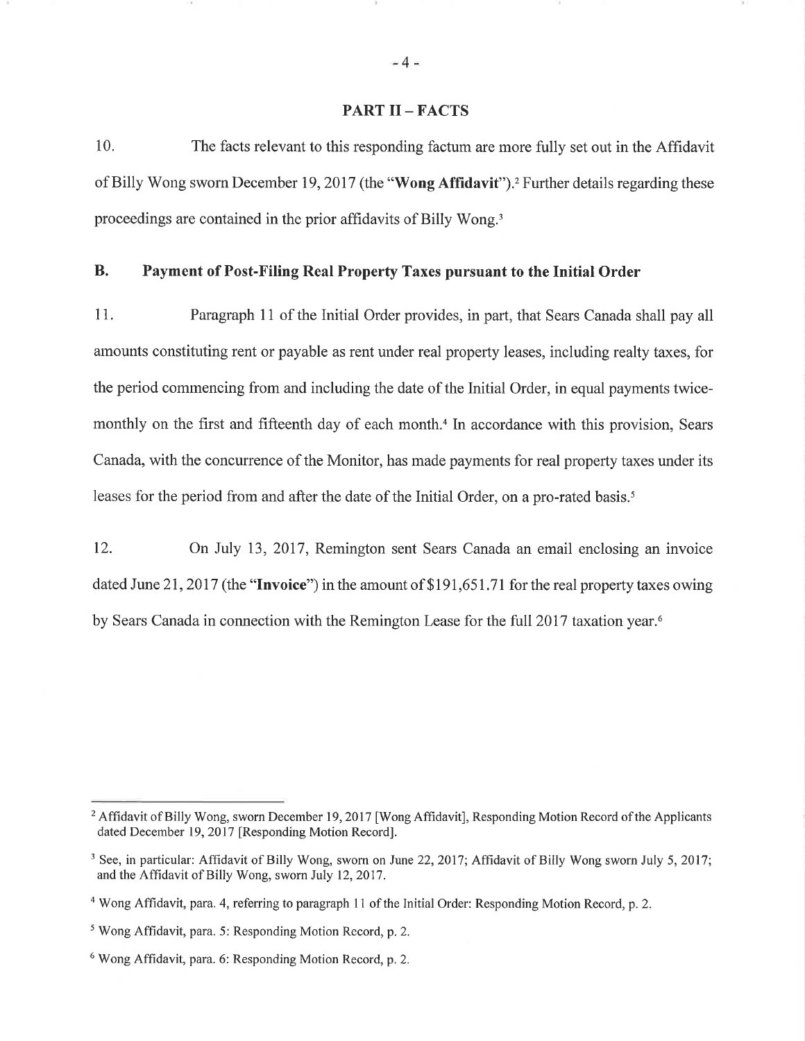## PART II – FACTS

10. The facts relevant to this responding factum are more fully set out in the Affidavit of Billy Wong sworn December 19, 2017 (the "**Wong Affidavit**").[2] Further details regarding these proceedings are contained in the prior affidavits of Billy Wong.[3]

### B. Payment of Post-Filing Real Property Taxes pursuant to the Initial Order

11. Paragraph 11 of the Initial Order provides, in part, that Sears Canada shall pay all amounts constituting rent or payable as rent under real property leases, including realty taxes, for the period commencing from and including the date of the Initial Order, in equal payments twice-monthly on the first and fifteenth day of each month.[4] In accordance with this provision, Sears Canada, with the concurrence of the Monitor, has made payments for real property taxes under its leases for the period from and after the date of the Initial Order, on a pro-rated basis.[5]

12. On July 13, 2017, Remington sent Sears Canada an email enclosing an invoice dated June 21, 2017 (the "**Invoice**") in the amount of $191,651.71 for the real property taxes owing by Sears Canada in connection with the Remington Lease for the full 2017 taxation year.[6]

---

[2] Affidavit of Billy Wong, sworn December 19, 2017 [Wong Affidavit], Responding Motion Record of the Applicants dated December 19, 2017 [Responding Motion Record].

[3] See, in particular: Affidavit of Billy Wong, sworn on June 22, 2017; Affidavit of Billy Wong sworn July 5, 2017; and the Affidavit of Billy Wong, sworn July 12, 2017.

[4] Wong Affidavit, para. 4, referring to paragraph 11 of the Initial Order: Responding Motion Record, p. 2.

[5] Wong Affidavit, para. 5: Responding Motion Record, p. 2.

[6] Wong Affidavit, para. 6: Responding Motion Record, p. 2.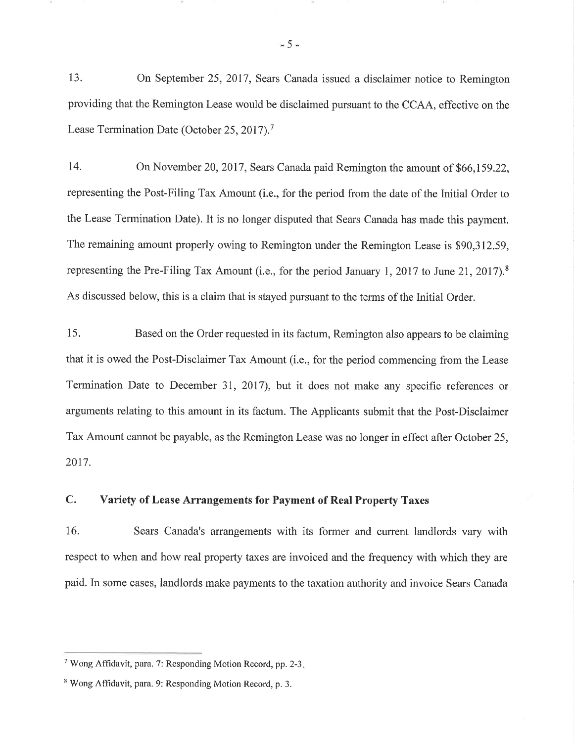13. On September 25, 2017, Sears Canada issued a disclaimer notice to Remington providing that the Remington Lease would be disclaimed pursuant to the CCAA, effective on the Lease Termination Date (October 25, 2017).[7]

14. On November 20, 2017, Sears Canada paid Remington the amount of $66,159.22, representing the Post-Filing Tax Amount (i.e., for the period from the date of the Initial Order to the Lease Termination Date). It is no longer disputed that Sears Canada has made this payment. The remaining amount properly owing to Remington under the Remington Lease is $90,312.59, representing the Pre-Filing Tax Amount (i.e., for the period January 1, 2017 to June 21, 2017).[8] As discussed below, this is a claim that is stayed pursuant to the terms of the Initial Order.

15. Based on the Order requested in its factum, Remington also appears to be claiming that it is owed the Post-Disclaimer Tax Amount (i.e., for the period commencing from the Lease Termination Date to December 31, 2017), but it does not make any specific references or arguments relating to this amount in its factum. The Applicants submit that the Post-Disclaimer Tax Amount cannot be payable, as the Remington Lease was no longer in effect after October 25, 2017.

## C. Variety of Lease Arrangements for Payment of Real Property Taxes

16. Sears Canada's arrangements with its former and current landlords vary with respect to when and how real property taxes are invoiced and the frequency with which they are paid. In some cases, landlords make payments to the taxation authority and invoice Sears Canada

---

[7] Wong Affidavit, para. 7: Responding Motion Record, pp. 2-3.

[8] Wong Affidavit, para. 9: Responding Motion Record, p. 3.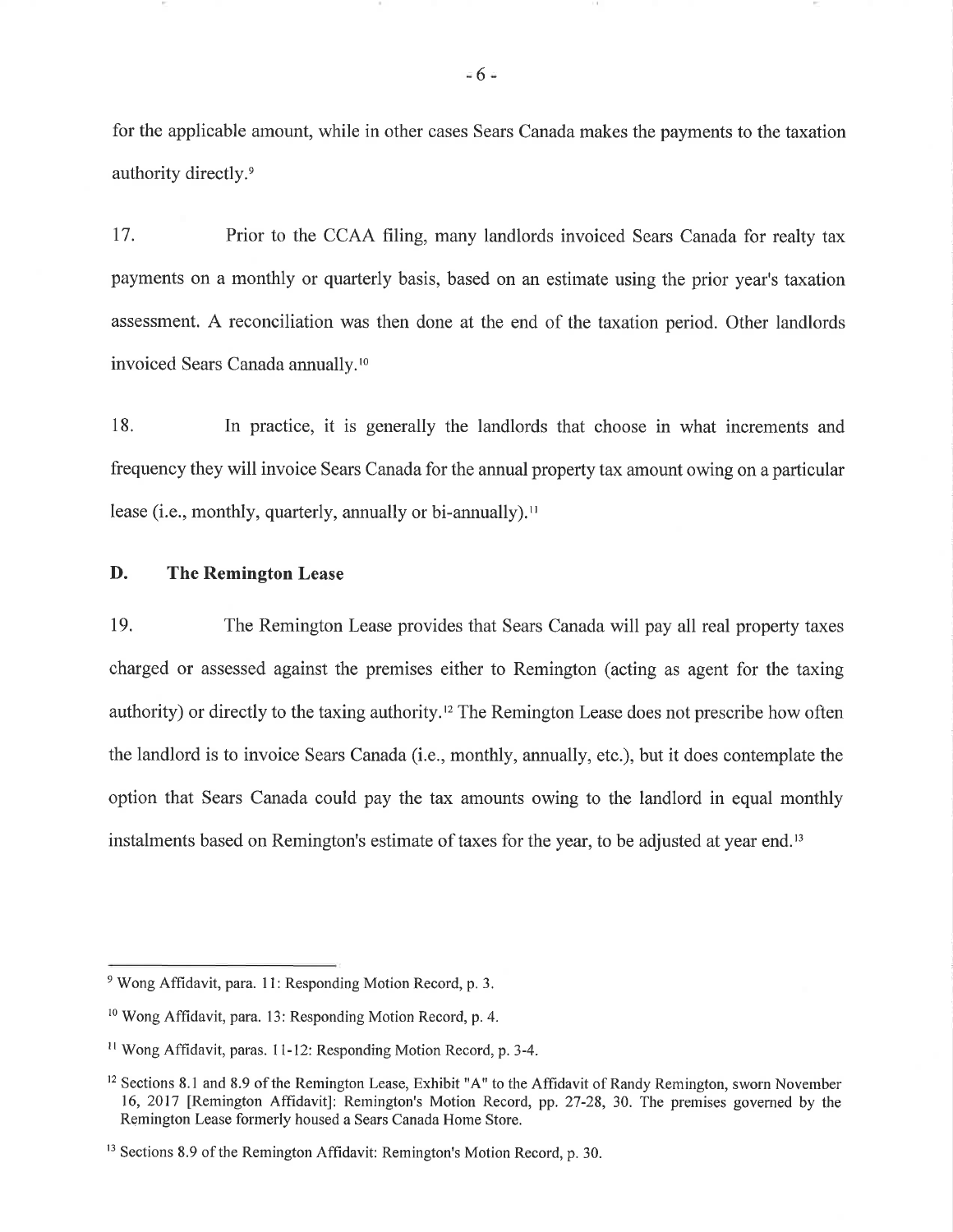for the applicable amount, while in other cases Sears Canada makes the payments to the taxation authority directly.[9]

17. Prior to the CCAA filing, many landlords invoiced Sears Canada for realty tax payments on a monthly or quarterly basis, based on an estimate using the prior year's taxation assessment. A reconciliation was then done at the end of the taxation period. Other landlords invoiced Sears Canada annually.[10]

18. In practice, it is generally the landlords that choose in what increments and frequency they will invoice Sears Canada for the annual property tax amount owing on a particular lease (i.e., monthly, quarterly, annually or bi-annually).[11]

## D. The Remington Lease

19. The Remington Lease provides that Sears Canada will pay all real property taxes charged or assessed against the premises either to Remington (acting as agent for the taxing authority) or directly to the taxing authority.[12] The Remington Lease does not prescribe how often the landlord is to invoice Sears Canada (i.e., monthly, annually, etc.), but it does contemplate the option that Sears Canada could pay the tax amounts owing to the landlord in equal monthly instalments based on Remington's estimate of taxes for the year, to be adjusted at year end.[13]

---

[9] Wong Affidavit, para. 11: Responding Motion Record, p. 3.

[10] Wong Affidavit, para. 13: Responding Motion Record, p. 4.

[11] Wong Affidavit, paras. 11-12: Responding Motion Record, p. 3-4.

[12] Sections 8.1 and 8.9 of the Remington Lease, Exhibit "A" to the Affidavit of Randy Remington, sworn November 16, 2017 [Remington Affidavit]: Remington's Motion Record, pp. 27-28, 30. The premises governed by the Remington Lease formerly housed a Sears Canada Home Store.

[13] Sections 8.9 of the Remington Affidavit: Remington's Motion Record, p. 30.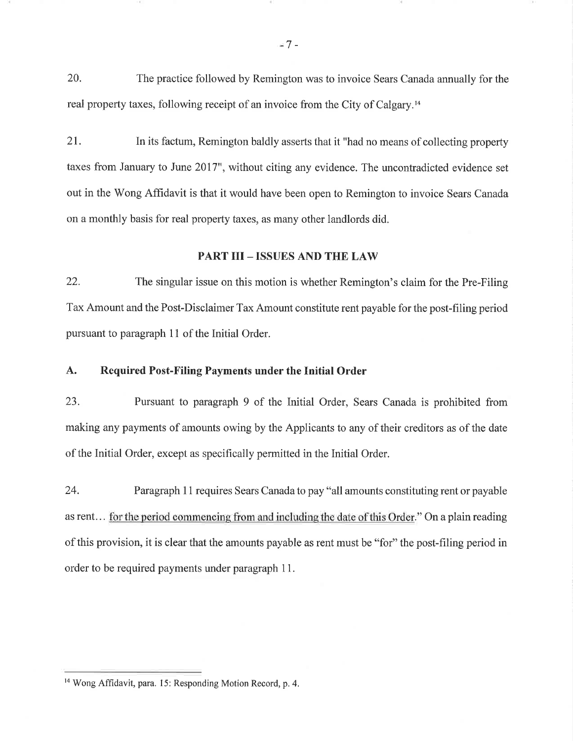20. The practice followed by Remington was to invoice Sears Canada annually for the real property taxes, following receipt of an invoice from the City of Calgary.[14]

21. In its factum, Remington baldly asserts that it "had no means of collecting property taxes from January to June 2017", without citing any evidence. The uncontradicted evidence set out in the Wong Affidavit is that it would have been open to Remington to invoice Sears Canada on a monthly basis for real property taxes, as many other landlords did.

## PART III – ISSUES AND THE LAW

22. The singular issue on this motion is whether Remington's claim for the Pre-Filing Tax Amount and the Post-Disclaimer Tax Amount constitute rent payable for the post-filing period pursuant to paragraph 11 of the Initial Order.

### A. Required Post-Filing Payments under the Initial Order

23. Pursuant to paragraph 9 of the Initial Order, Sears Canada is prohibited from making any payments of amounts owing by the Applicants to any of their creditors as of the date of the Initial Order, except as specifically permitted in the Initial Order.

24. Paragraph 11 requires Sears Canada to pay "all amounts constituting rent or payable as rent… for the period commencing from and including the date of this Order." On a plain reading of this provision, it is clear that the amounts payable as rent must be "for" the post-filing period in order to be required payments under paragraph 11.

---

[14] Wong Affidavit, para. 15: Responding Motion Record, p. 4.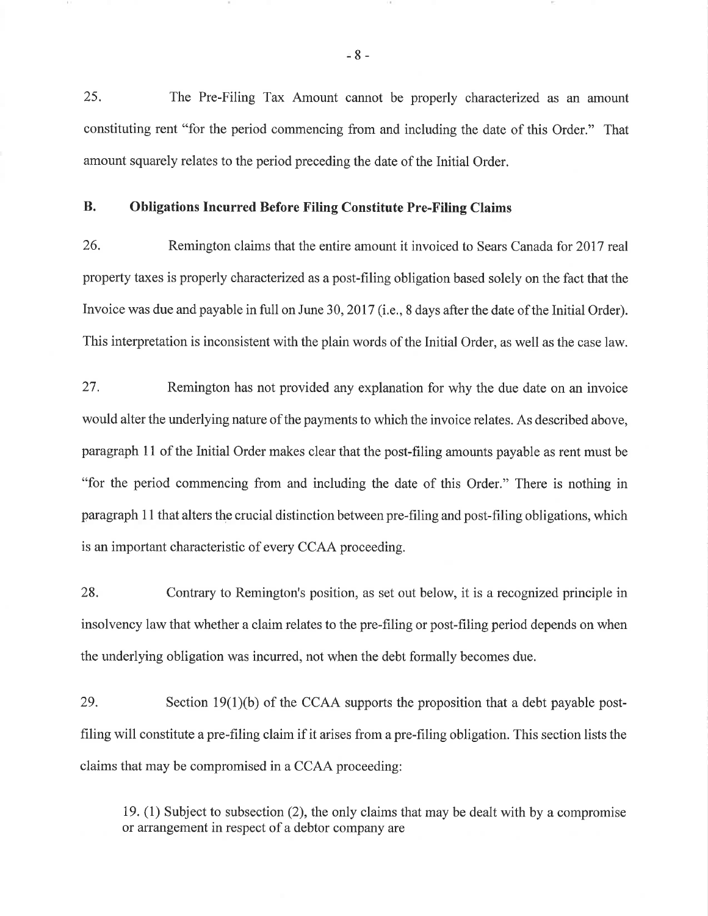25. The Pre-Filing Tax Amount cannot be properly characterized as an amount constituting rent "for the period commencing from and including the date of this Order." That amount squarely relates to the period preceding the date of the Initial Order.

## B. Obligations Incurred Before Filing Constitute Pre-Filing Claims

26. Remington claims that the entire amount it invoiced to Sears Canada for 2017 real property taxes is properly characterized as a post-filing obligation based solely on the fact that the Invoice was due and payable in full on June 30, 2017 (i.e., 8 days after the date of the Initial Order). This interpretation is inconsistent with the plain words of the Initial Order, as well as the case law.

27. Remington has not provided any explanation for why the due date on an invoice would alter the underlying nature of the payments to which the invoice relates. As described above, paragraph 11 of the Initial Order makes clear that the post-filing amounts payable as rent must be "for the period commencing from and including the date of this Order." There is nothing in paragraph 11 that alters the crucial distinction between pre-filing and post-filing obligations, which is an important characteristic of every CCAA proceeding.

28. Contrary to Remington's position, as set out below, it is a recognized principle in insolvency law that whether a claim relates to the pre-filing or post-filing period depends on when the underlying obligation was incurred, not when the debt formally becomes due.

29. Section 19(1)(b) of the CCAA supports the proposition that a debt payable post-filing will constitute a pre-filing claim if it arises from a pre-filing obligation. This section lists the claims that may be compromised in a CCAA proceeding:

> 19. (1) Subject to subsection (2), the only claims that may be dealt with by a compromise or arrangement in respect of a debtor company are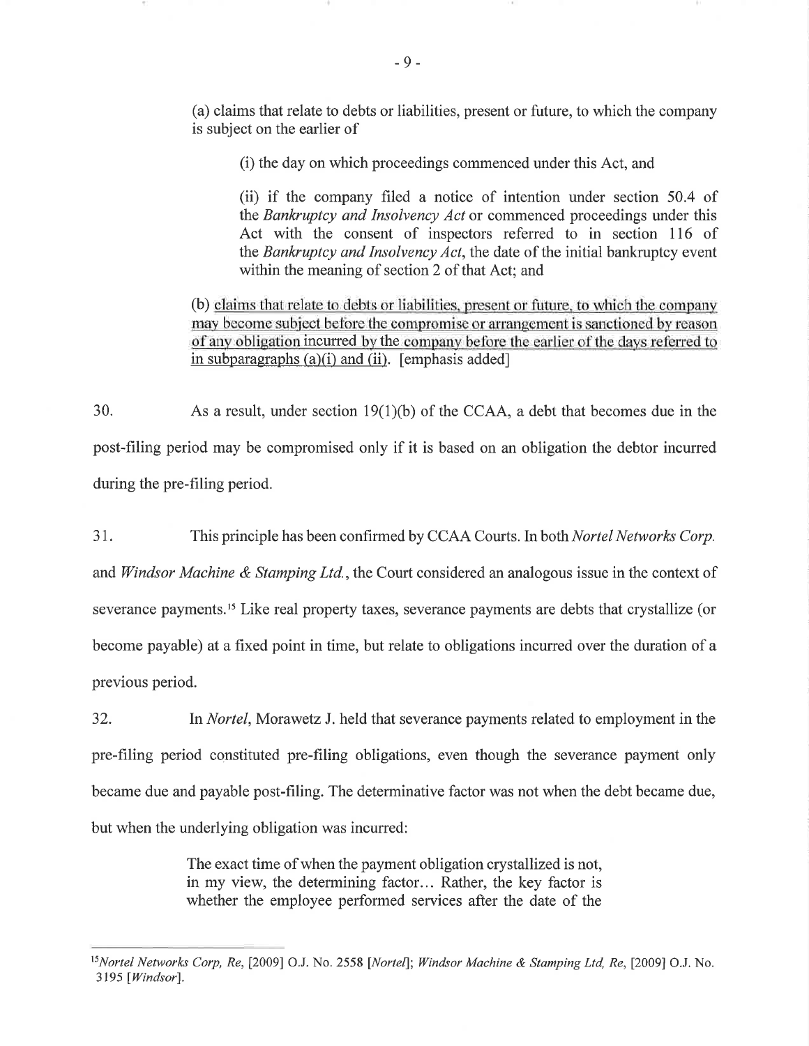(a) claims that relate to debts or liabilities, present or future, to which the company is subject on the earlier of

(i) the day on which proceedings commenced under this Act, and

(ii) if the company filed a notice of intention under section 50.4 of the *Bankruptcy and Insolvency Act* or commenced proceedings under this Act with the consent of inspectors referred to in section 116 of the *Bankruptcy and Insolvency Act*, the date of the initial bankruptcy event within the meaning of section 2 of that Act; and

(b) <u>claims that relate to debts or liabilities, present or future, to which the company may become subject before the compromise or arrangement is sanctioned by reason of any obligation incurred by the company before the earlier of the days referred to in subparagraphs (a)(i) and (ii)</u>. [emphasis added]

30. As a result, under section 19(1)(b) of the CCAA, a debt that becomes due in the post-filing period may be compromised only if it is based on an obligation the debtor incurred during the pre-filing period.

31. This principle has been confirmed by CCAA Courts. In both *Nortel Networks Corp.* and *Windsor Machine & Stamping Ltd.*, the Court considered an analogous issue in the context of severance payments.[15] Like real property taxes, severance payments are debts that crystallize (or become payable) at a fixed point in time, but relate to obligations incurred over the duration of a previous period.

32. In *Nortel*, Morawetz J. held that severance payments related to employment in the pre-filing period constituted pre-filing obligations, even though the severance payment only became due and payable post-filing. The determinative factor was not when the debt became due, but when the underlying obligation was incurred:

> The exact time of when the payment obligation crystallized is not, in my view, the determining factor… Rather, the key factor is whether the employee performed services after the date of the

---

[15] *Nortel Networks Corp, Re*, [2009] O.J. No. 2558 [*Nortel*]; *Windsor Machine & Stamping Ltd, Re*, [2009] O.J. No. 3195 [*Windsor*].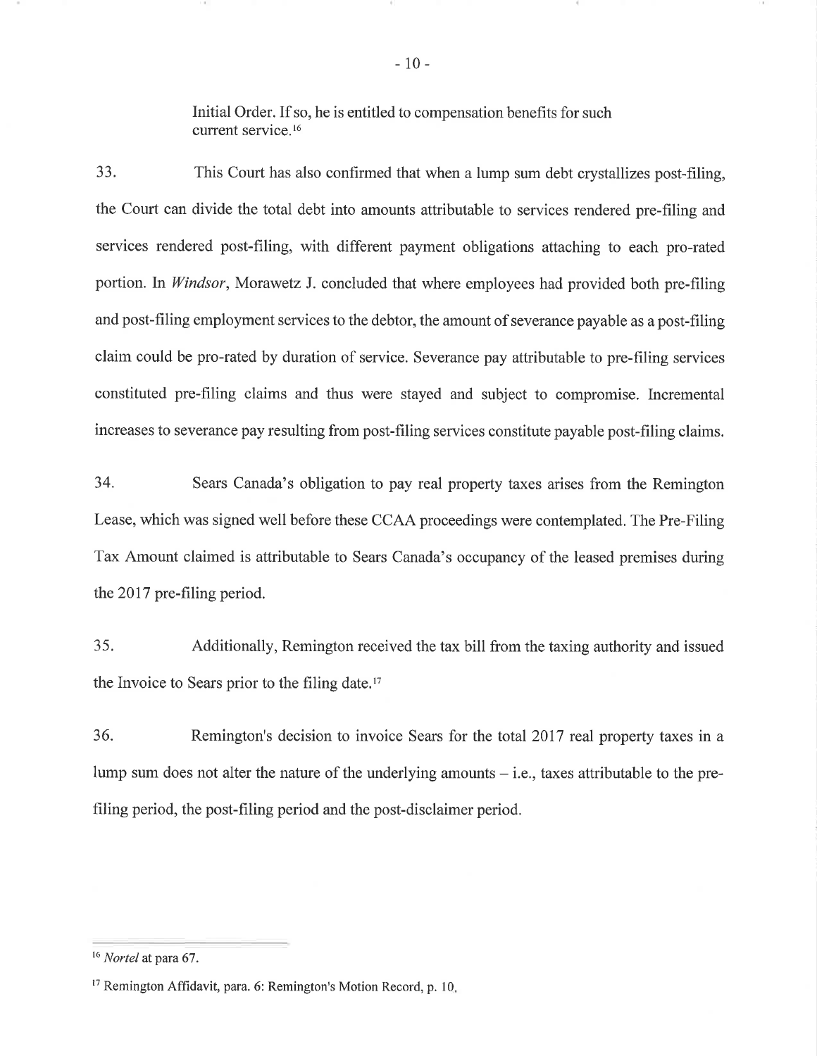Initial Order. If so, he is entitled to compensation benefits for such current service.[16]

33. This Court has also confirmed that when a lump sum debt crystallizes post-filing, the Court can divide the total debt into amounts attributable to services rendered pre-filing and services rendered post-filing, with different payment obligations attaching to each pro-rated portion. In *Windsor*, Morawetz J. concluded that where employees had provided both pre-filing and post-filing employment services to the debtor, the amount of severance payable as a post-filing claim could be pro-rated by duration of service. Severance pay attributable to pre-filing services constituted pre-filing claims and thus were stayed and subject to compromise. Incremental increases to severance pay resulting from post-filing services constitute payable post-filing claims.

34. Sears Canada's obligation to pay real property taxes arises from the Remington Lease, which was signed well before these CCAA proceedings were contemplated. The Pre-Filing Tax Amount claimed is attributable to Sears Canada's occupancy of the leased premises during the 2017 pre-filing period.

35. Additionally, Remington received the tax bill from the taxing authority and issued the Invoice to Sears prior to the filing date.[17]

36. Remington's decision to invoice Sears for the total 2017 real property taxes in a lump sum does not alter the nature of the underlying amounts – i.e., taxes attributable to the pre-filing period, the post-filing period and the post-disclaimer period.

---

[16] *Nortel* at para 67.

[17] Remington Affidavit, para. 6: Remington's Motion Record, p. 10.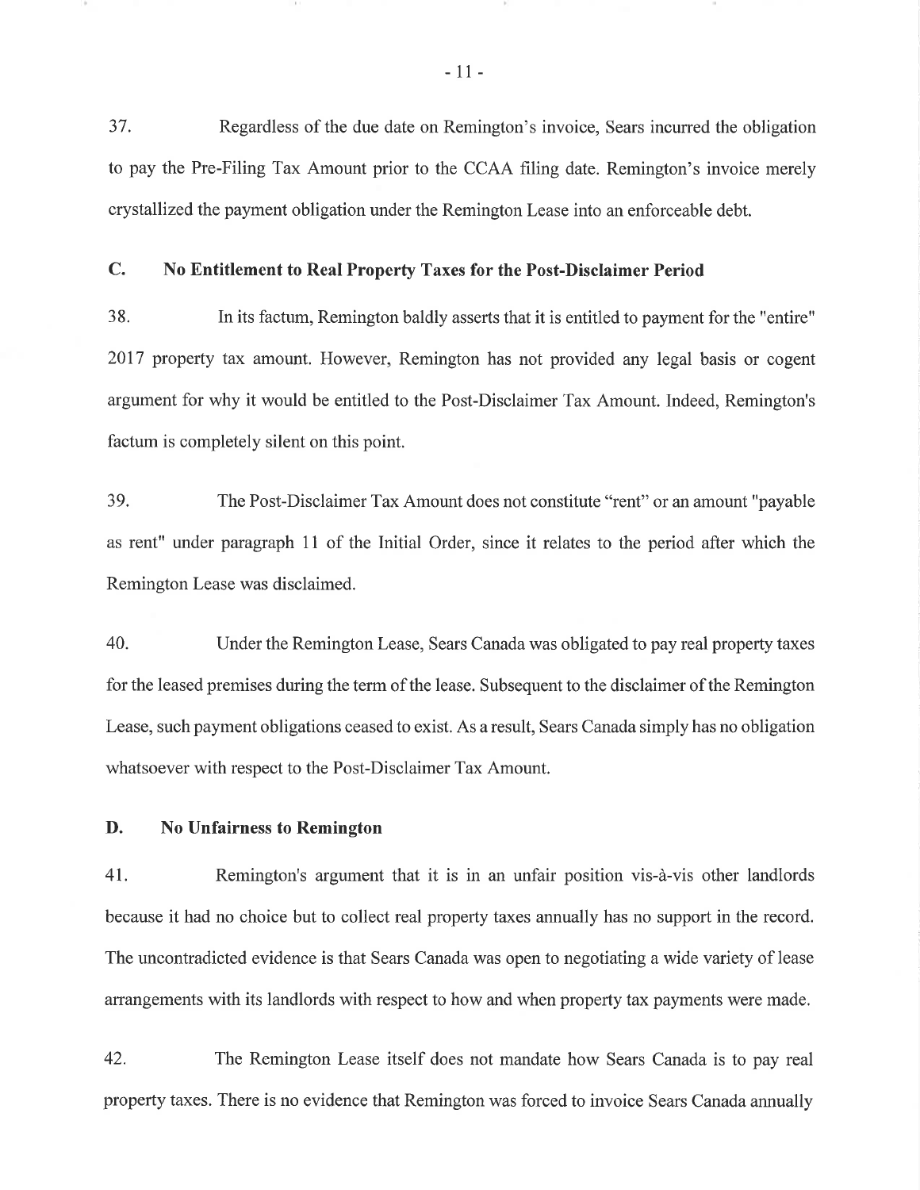37. Regardless of the due date on Remington's invoice, Sears incurred the obligation to pay the Pre-Filing Tax Amount prior to the CCAA filing date. Remington's invoice merely crystallized the payment obligation under the Remington Lease into an enforceable debt.

## C. No Entitlement to Real Property Taxes for the Post-Disclaimer Period

38. In its factum, Remington baldly asserts that it is entitled to payment for the "entire" 2017 property tax amount. However, Remington has not provided any legal basis or cogent argument for why it would be entitled to the Post-Disclaimer Tax Amount. Indeed, Remington's factum is completely silent on this point.

39. The Post-Disclaimer Tax Amount does not constitute "rent" or an amount "payable as rent" under paragraph 11 of the Initial Order, since it relates to the period after which the Remington Lease was disclaimed.

40. Under the Remington Lease, Sears Canada was obligated to pay real property taxes for the leased premises during the term of the lease. Subsequent to the disclaimer of the Remington Lease, such payment obligations ceased to exist. As a result, Sears Canada simply has no obligation whatsoever with respect to the Post-Disclaimer Tax Amount.

## D. No Unfairness to Remington

41. Remington's argument that it is in an unfair position vis-à-vis other landlords because it had no choice but to collect real property taxes annually has no support in the record. The uncontradicted evidence is that Sears Canada was open to negotiating a wide variety of lease arrangements with its landlords with respect to how and when property tax payments were made.

42. The Remington Lease itself does not mandate how Sears Canada is to pay real property taxes. There is no evidence that Remington was forced to invoice Sears Canada annually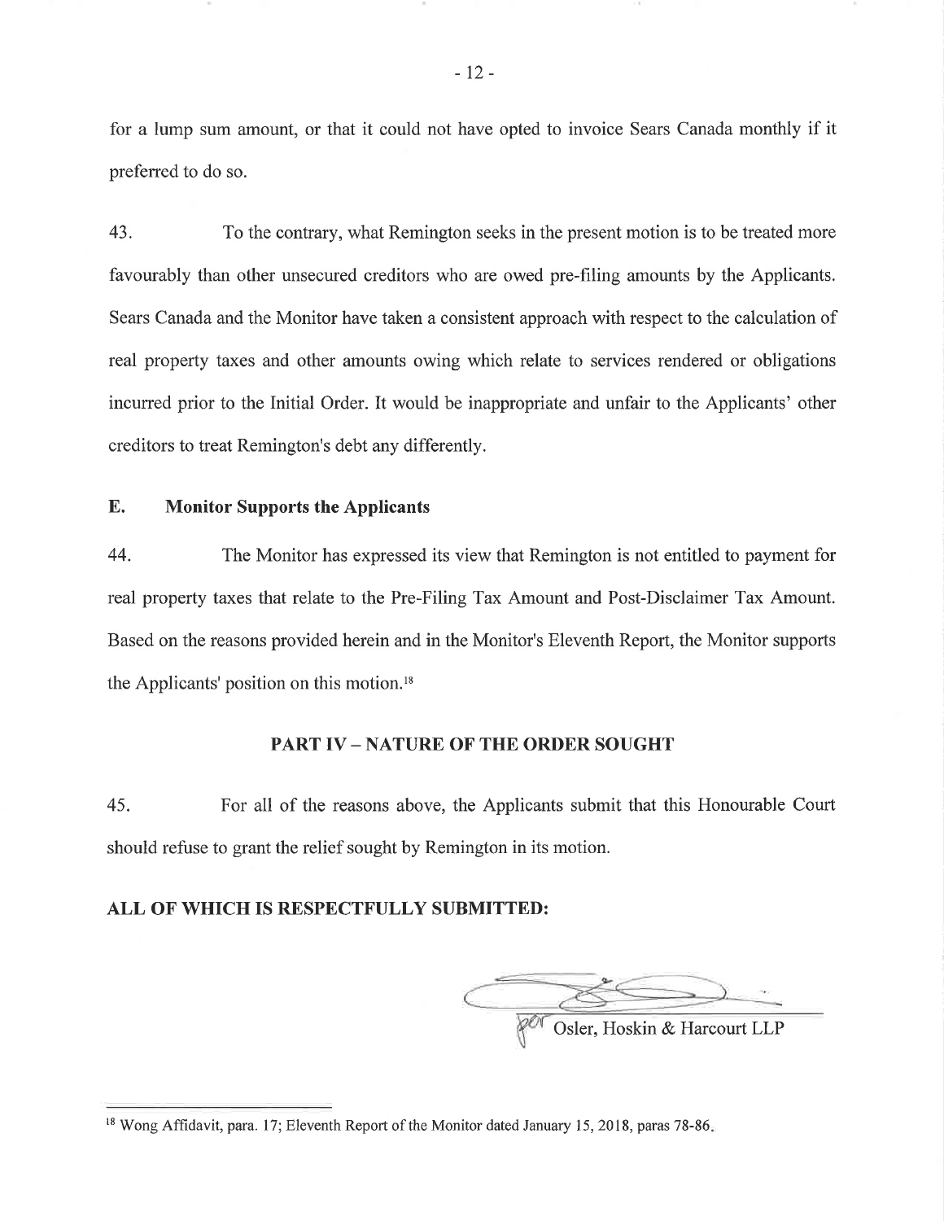for a lump sum amount, or that it could not have opted to invoice Sears Canada monthly if it preferred to do so.

43. To the contrary, what Remington seeks in the present motion is to be treated more favourably than other unsecured creditors who are owed pre-filing amounts by the Applicants. Sears Canada and the Monitor have taken a consistent approach with respect to the calculation of real property taxes and other amounts owing which relate to services rendered or obligations incurred prior to the Initial Order. It would be inappropriate and unfair to the Applicants' other creditors to treat Remington's debt any differently.

### E. Monitor Supports the Applicants

44. The Monitor has expressed its view that Remington is not entitled to payment for real property taxes that relate to the Pre-Filing Tax Amount and Post-Disclaimer Tax Amount. Based on the reasons provided herein and in the Monitor's Eleventh Report, the Monitor supports the Applicants' position on this motion.[18]

## PART IV – NATURE OF THE ORDER SOUGHT

45. For all of the reasons above, the Applicants submit that this Honourable Court should refuse to grant the relief sought by Remington in its motion.

**ALL OF WHICH IS RESPECTFULLY SUBMITTED:**

per Osler, Hoskin & Harcourt LLP

---

[18] Wong Affidavit, para. 17; Eleventh Report of the Monitor dated January 15, 2018, paras 78-86.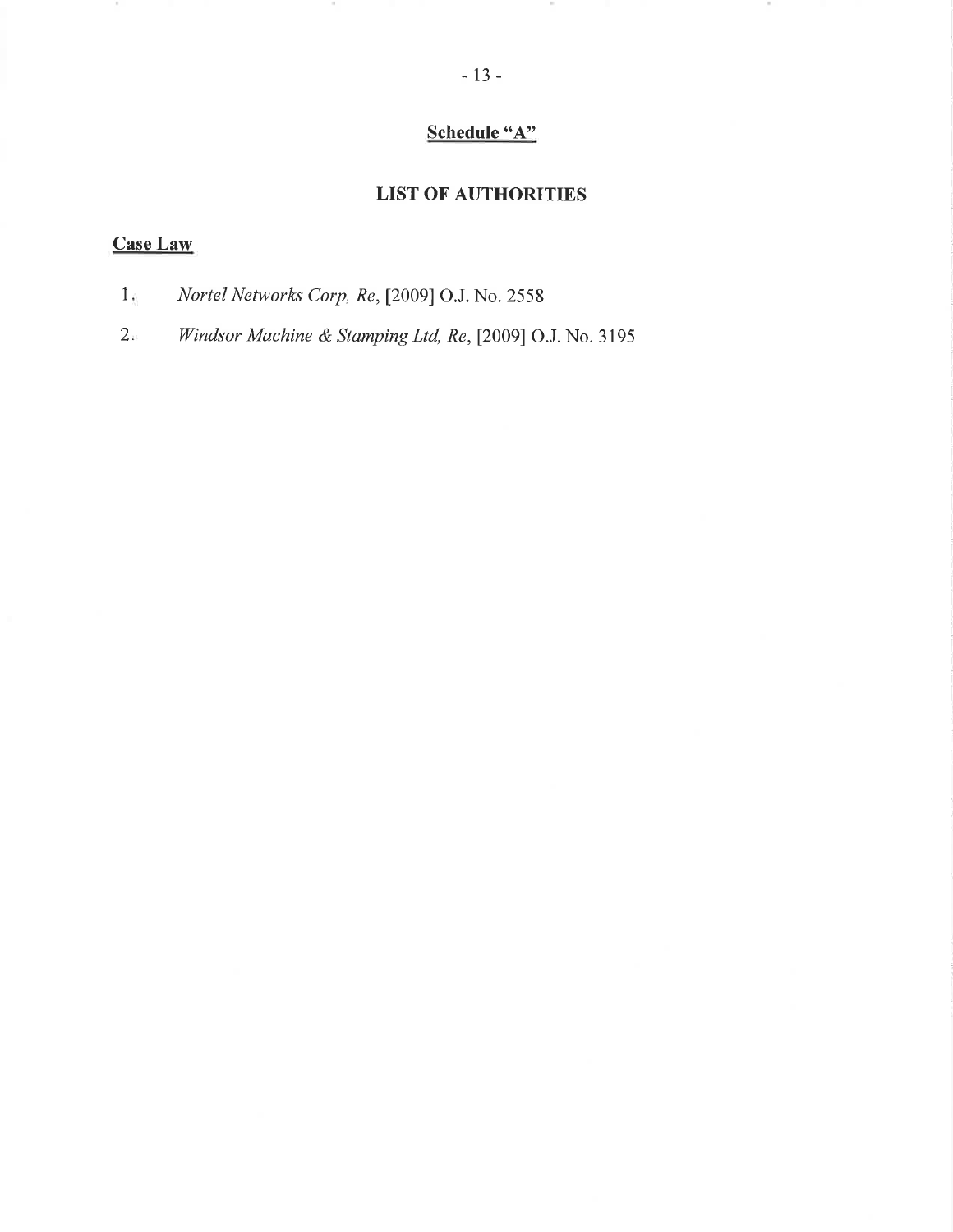## Schedule "A"

## LIST OF AUTHORITIES

### Case Law

1. *Nortel Networks Corp, Re*, [2009] O.J. No. 2558
2. *Windsor Machine & Stamping Ltd, Re*, [2009] O.J. No. 3195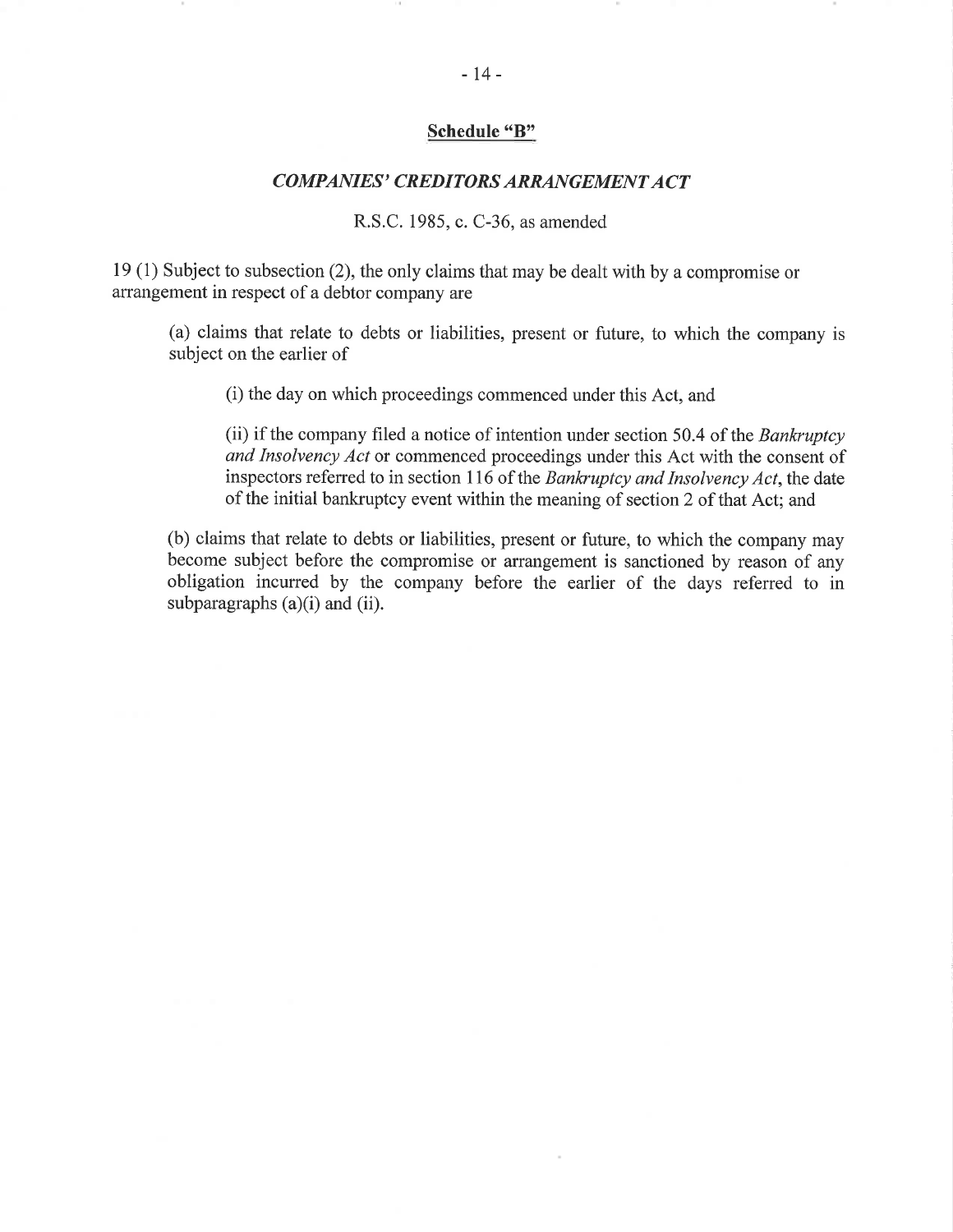## Schedule "B"

### *COMPANIES' CREDITORS ARRANGEMENT ACT*

R.S.C. 1985, c. C-36, as amended

19 (1) Subject to subsection (2), the only claims that may be dealt with by a compromise or arrangement in respect of a debtor company are

> (a) claims that relate to debts or liabilities, present or future, to which the company is subject on the earlier of
>
> > (i) the day on which proceedings commenced under this Act, and
> >
> > (ii) if the company filed a notice of intention under section 50.4 of the *Bankruptcy and Insolvency Act* or commenced proceedings under this Act with the consent of inspectors referred to in section 116 of the *Bankruptcy and Insolvency Act*, the date of the initial bankruptcy event within the meaning of section 2 of that Act; and
>
> (b) claims that relate to debts or liabilities, present or future, to which the company may become subject before the compromise or arrangement is sanctioned by reason of any obligation incurred by the company before the earlier of the days referred to in subparagraphs (a)(i) and (ii).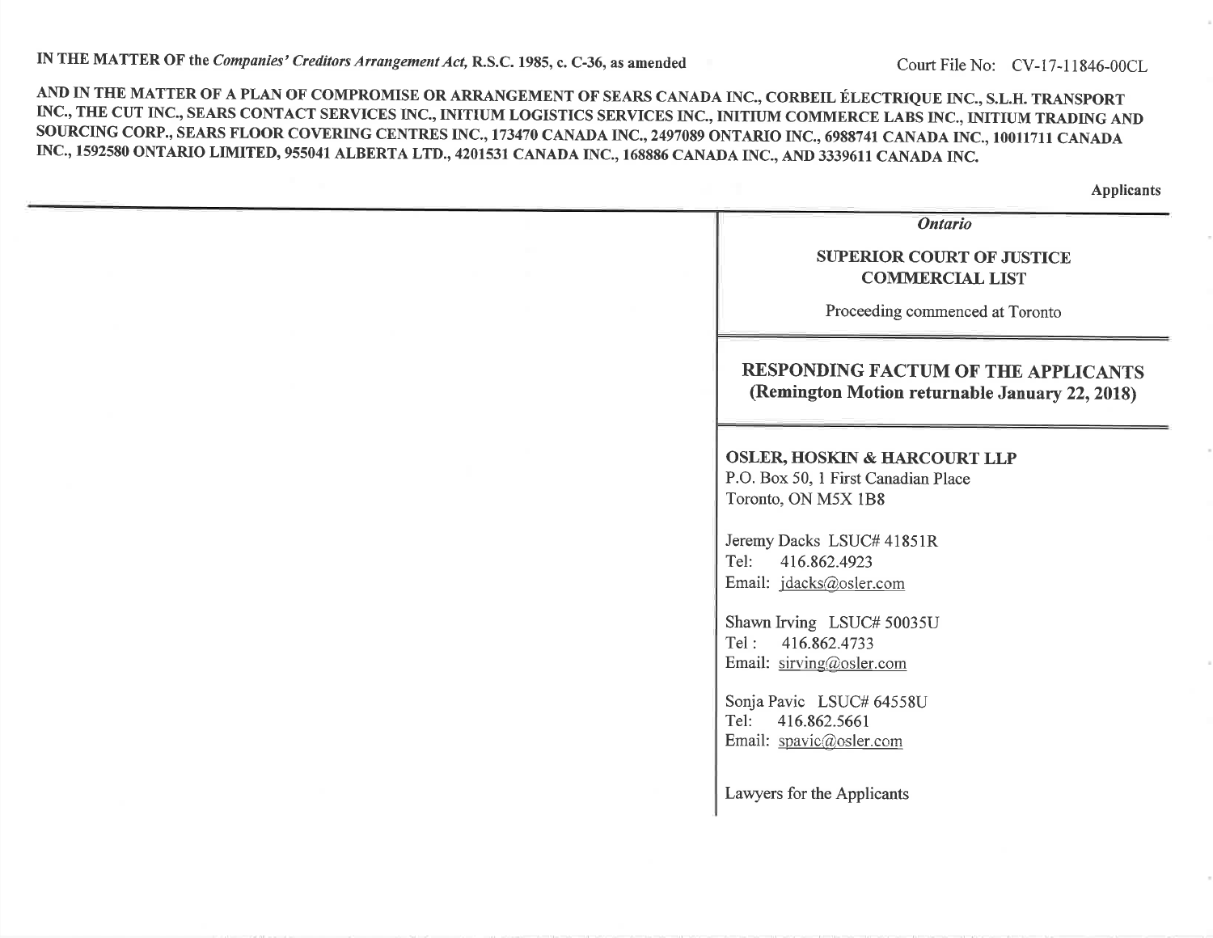IN THE MATTER OF the *Companies' Creditors Arrangement Act,* R.S.C. 1985, c. C-36, as amended

Court File No: CV-17-11846-00CL

AND IN THE MATTER OF A PLAN OF COMPROMISE OR ARRANGEMENT OF SEARS CANADA INC., CORBEIL ÉLECTRIQUE INC., S.L.H. TRANSPORT INC., THE CUT INC., SEARS CONTACT SERVICES INC., INITIUM LOGISTICS SERVICES INC., INITIUM COMMERCE LABS INC., INITIUM TRADING AND SOURCING CORP., SEARS FLOOR COVERING CENTRES INC., 173470 CANADA INC., 2497089 ONTARIO INC., 6988741 CANADA INC., 10011711 CANADA INC., 1592580 ONTARIO LIMITED, 955041 ALBERTA LTD., 4201531 CANADA INC., 168886 CANADA INC., AND 3339611 CANADA INC.

**Applicants**

***Ontario***

**SUPERIOR COURT OF JUSTICE**
**COMMERCIAL LIST**

Proceeding commenced at Toronto

**RESPONDING FACTUM OF THE APPLICANTS**
**(Remington Motion returnable January 22, 2018)**

**OSLER, HOSKIN & HARCOURT LLP**
P.O. Box 50, 1 First Canadian Place
Toronto, ON M5X 1B8

Jeremy Dacks LSUC# 41851R
Tel: 416.862.4923
Email: jdacks@osler.com

Shawn Irving LSUC# 50035U
Tel : 416.862.4733
Email: sirving@osler.com

Sonja Pavic LSUC# 64558U
Tel: 416.862.5661
Email: spavic@osler.com

Lawyers for the Applicants